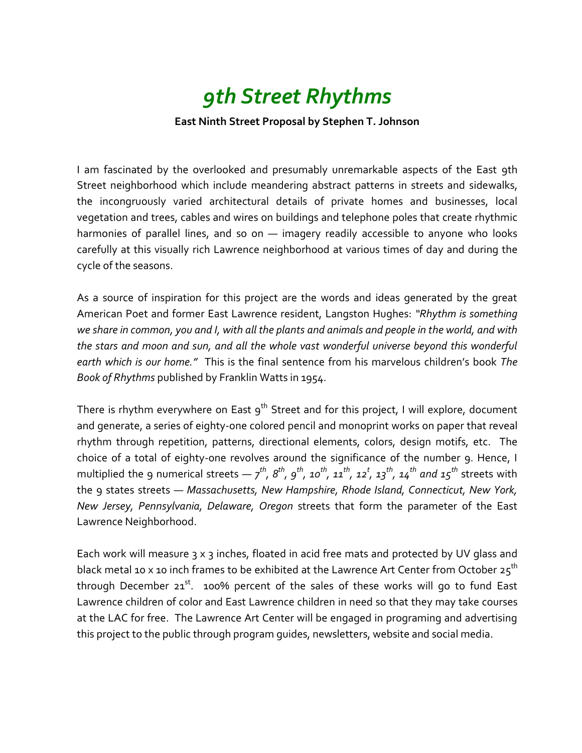# *9th Street Rhythms*

**East Ninth Street Proposal by Stephen T. Johnson**

I am fascinated by the overlooked and presumably unremarkable aspects of the East 9th Street neighborhood which include meandering abstract patterns in streets and sidewalks, the incongruously varied architectural details of private homes and businesses, local vegetation and trees, cables and wires on buildings and telephone poles that create rhythmic harmonies of parallel lines, and so on — imagery readily accessible to anyone who looks carefully at this visually rich Lawrence neighborhood at various times of day and during the cycle of the seasons.

As a source of inspiration for this project are the words and ideas generated by the great American Poet and former East Lawrence resident, Langston Hughes: *"Rhythm is something we share in common, you and I, with all the plants and animals and people in the world, and with the stars and moon and sun, and all the whole vast wonderful universe beyond this wonderful earth which is our home."* This is the final sentence from his marvelous children's book *The Book of Rhythms* published by Franklin Watts in 1954.

There is rhythm everywhere on East 9th Street and for this project, I will explore, document and generate, a series of eighty-one colored pencil and monoprint works on paper that reveal rhythm through repetition, patterns, directional elements, colors, design motifs, etc. The choice of a total of eighty-one revolves around the significance of the number 9. Hence, I multiplied the 9 numerical streets — *7th, 8th, 9th, 10th, 11th, 12t, 13th, 14th and 15th* streets with the 9 states streets — *Massachusetts, New Hampshire, Rhode Island, Connecticut, New York, New Jersey, Pennsylvania, Delaware, Oregon* streets that form the parameter of the East Lawrence Neighborhood.

Each work will measure 3 x 3 inches, floated in acid free mats and protected by UV glass and black metal 10 x 10 inch frames to be exhibited at the Lawrence Art Center from October 25th through December 21st. 100% percent of the sales of these works will go to fund East Lawrence children of color and East Lawrence children in need so that they may take courses at the LAC for free. The Lawrence Art Center will be engaged in programing and advertising this project to the public through program guides, newsletters, website and social media.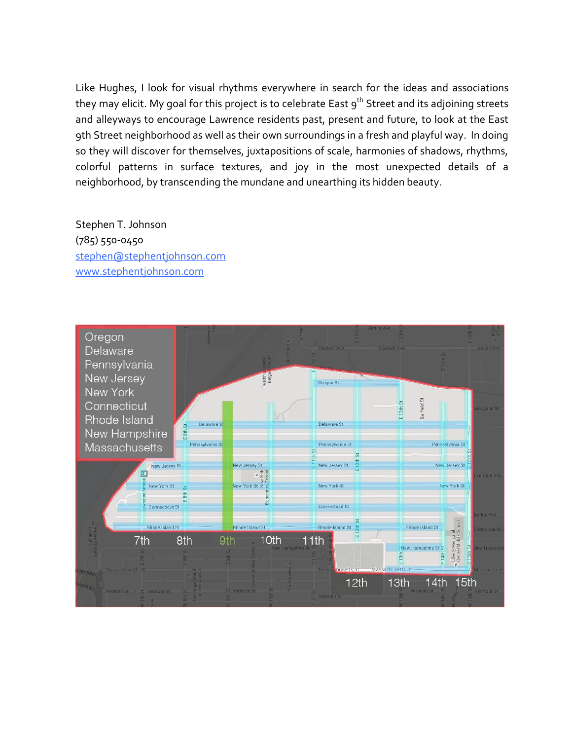Like Hughes, I look for visual rhythms everywhere in search for the ideas and associations they may elicit. My goal for this project is to celebrate East 9th Street and its adjoining streets and alleyways to encourage Lawrence residents past, present and future, to look at the East 9th Street neighborhood as well as their own surroundings in a fresh and playful way. In doing so they will discover for themselves, juxtapositions of scale, harmonies of shadows, rhythms, colorful patterns in surface textures, and joy in the most unexpected details of a neighborhood, by transcending the mundane and unearthing its hidden beauty.

Stephen T. Johnson
(785) 550-0450
[stephen@stephentjohnson.com](mailto:stephen@stephentjohnson.com)
[www.stephentjohnson.com](http://www.stephentjohnson.com)

Oregon
Delaware
Pennsylvania
New Jersey
New York
Connecticut
Rhode Island
New Hampshire
Massachusetts

7th 8th 9th 10th 11th

12th 13th 14th 15th